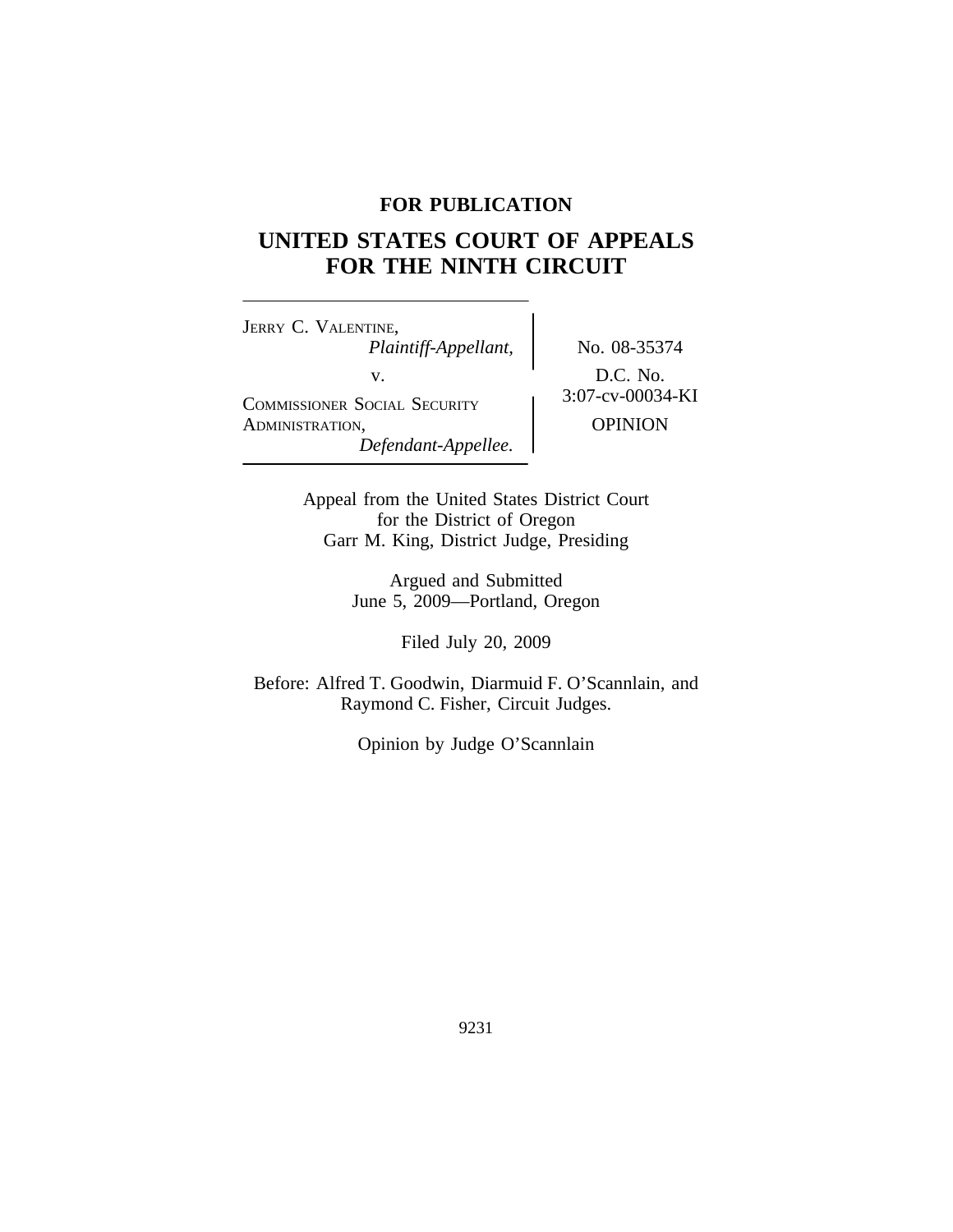**FOR PUBLICATION**

# UNITED STATES COURT OF APPEALS FOR THE NINTH CIRCUIT

JERRY C. VALENTINE,
*Plaintiff-Appellant,*

v.

COMMISSIONER SOCIAL SECURITY ADMINISTRATION,
*Defendant-Appellee.*

No. 08-35374

D.C. No. 3:07-cv-00034-KI

OPINION

Appeal from the United States District Court for the District of Oregon
Garr M. King, District Judge, Presiding

Argued and Submitted
June 5, 2009—Portland, Oregon

Filed July 20, 2009

Before: Alfred T. Goodwin, Diarmuid F. O'Scannlain, and Raymond C. Fisher, Circuit Judges.

Opinion by Judge O'Scannlain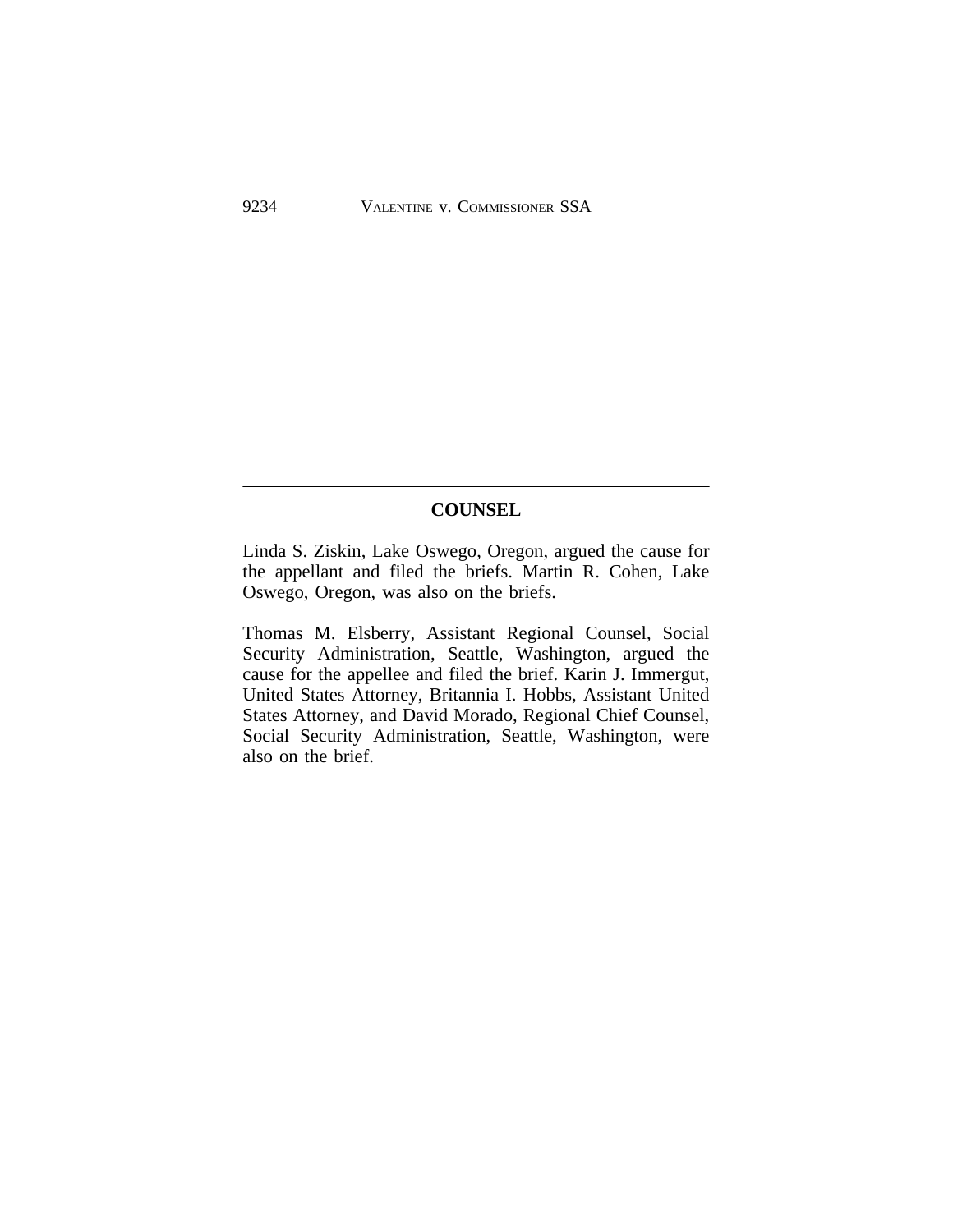## COUNSEL

Linda S. Ziskin, Lake Oswego, Oregon, argued the cause for the appellant and filed the briefs. Martin R. Cohen, Lake Oswego, Oregon, was also on the briefs.

Thomas M. Elsberry, Assistant Regional Counsel, Social Security Administration, Seattle, Washington, argued the cause for the appellee and filed the brief. Karin J. Immergut, United States Attorney, Britannia I. Hobbs, Assistant United States Attorney, and David Morado, Regional Chief Counsel, Social Security Administration, Seattle, Washington, were also on the brief.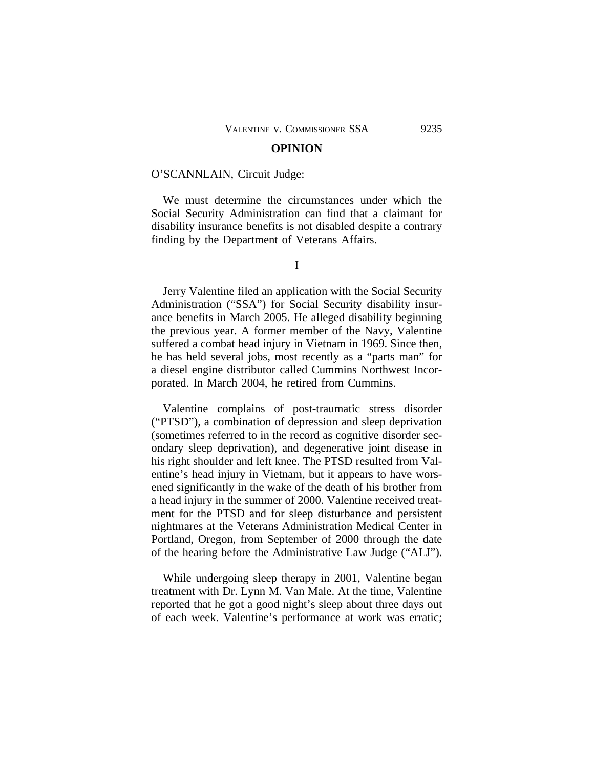## OPINION

O'SCANNLAIN, Circuit Judge:

We must determine the circumstances under which the Social Security Administration can find that a claimant for disability insurance benefits is not disabled despite a contrary finding by the Department of Veterans Affairs.

I

Jerry Valentine filed an application with the Social Security Administration ("SSA") for Social Security disability insurance benefits in March 2005. He alleged disability beginning the previous year. A former member of the Navy, Valentine suffered a combat head injury in Vietnam in 1969. Since then, he has held several jobs, most recently as a "parts man" for a diesel engine distributor called Cummins Northwest Incorporated. In March 2004, he retired from Cummins.

Valentine complains of post-traumatic stress disorder ("PTSD"), a combination of depression and sleep deprivation (sometimes referred to in the record as cognitive disorder secondary sleep deprivation), and degenerative joint disease in his right shoulder and left knee. The PTSD resulted from Valentine's head injury in Vietnam, but it appears to have worsened significantly in the wake of the death of his brother from a head injury in the summer of 2000. Valentine received treatment for the PTSD and for sleep disturbance and persistent nightmares at the Veterans Administration Medical Center in Portland, Oregon, from September of 2000 through the date of the hearing before the Administrative Law Judge ("ALJ").

While undergoing sleep therapy in 2001, Valentine began treatment with Dr. Lynn M. Van Male. At the time, Valentine reported that he got a good night's sleep about three days out of each week. Valentine's performance at work was erratic;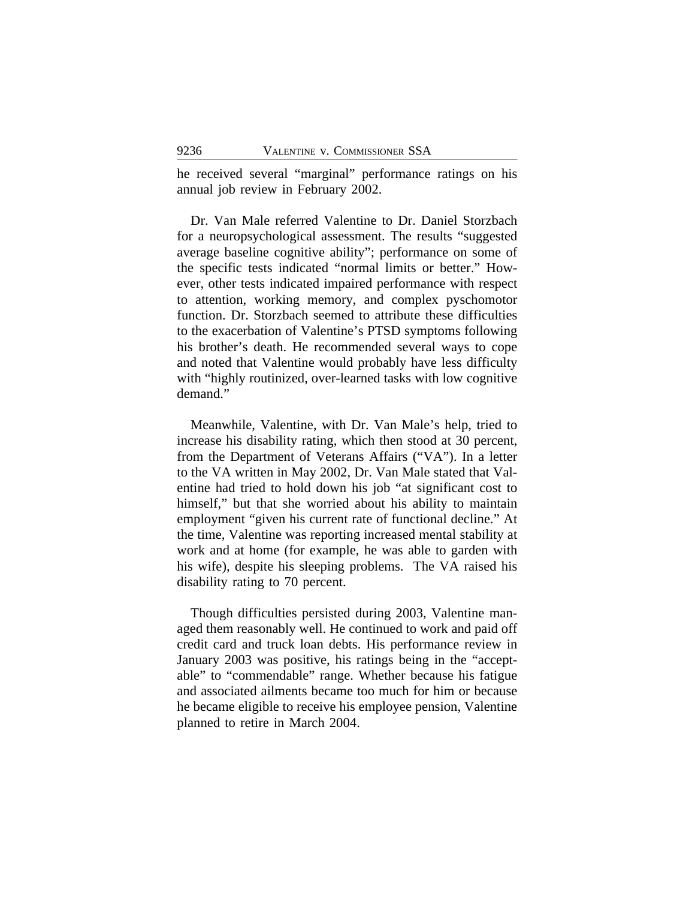he received several "marginal" performance ratings on his annual job review in February 2002.

Dr. Van Male referred Valentine to Dr. Daniel Storzbach for a neuropsychological assessment. The results "suggested average baseline cognitive ability"; performance on some of the specific tests indicated "normal limits or better." However, other tests indicated impaired performance with respect to attention, working memory, and complex pyschomotor function. Dr. Storzbach seemed to attribute these difficulties to the exacerbation of Valentine's PTSD symptoms following his brother's death. He recommended several ways to cope and noted that Valentine would probably have less difficulty with "highly routinized, over-learned tasks with low cognitive demand."

Meanwhile, Valentine, with Dr. Van Male's help, tried to increase his disability rating, which then stood at 30 percent, from the Department of Veterans Affairs ("VA"). In a letter to the VA written in May 2002, Dr. Van Male stated that Valentine had tried to hold down his job "at significant cost to himself," but that she worried about his ability to maintain employment "given his current rate of functional decline." At the time, Valentine was reporting increased mental stability at work and at home (for example, he was able to garden with his wife), despite his sleeping problems. The VA raised his disability rating to 70 percent.

Though difficulties persisted during 2003, Valentine managed them reasonably well. He continued to work and paid off credit card and truck loan debts. His performance review in January 2003 was positive, his ratings being in the "acceptable" to "commendable" range. Whether because his fatigue and associated ailments became too much for him or because he became eligible to receive his employee pension, Valentine planned to retire in March 2004.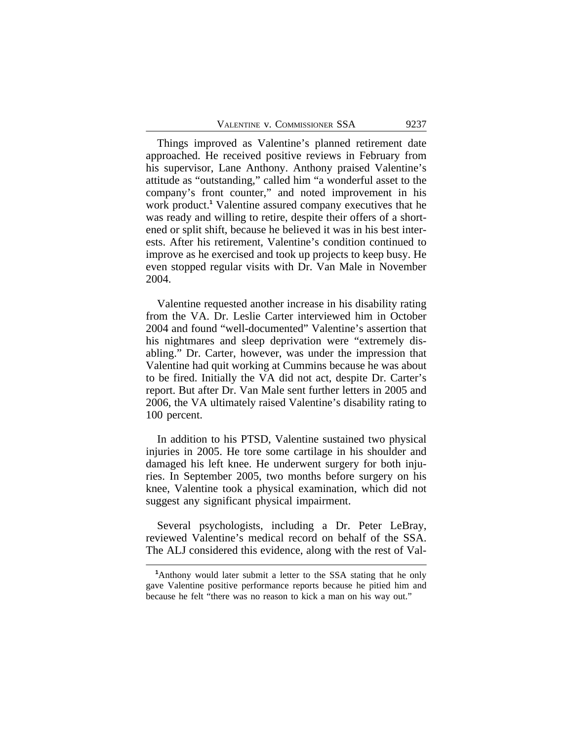Things improved as Valentine's planned retirement date approached. He received positive reviews in February from his supervisor, Lane Anthony. Anthony praised Valentine's attitude as "outstanding," called him "a wonderful asset to the company's front counter," and noted improvement in his work product.[1] Valentine assured company executives that he was ready and willing to retire, despite their offers of a shortened or split shift, because he believed it was in his best interests. After his retirement, Valentine's condition continued to improve as he exercised and took up projects to keep busy. He even stopped regular visits with Dr. Van Male in November 2004.

Valentine requested another increase in his disability rating from the VA. Dr. Leslie Carter interviewed him in October 2004 and found "well-documented" Valentine's assertion that his nightmares and sleep deprivation were "extremely disabling." Dr. Carter, however, was under the impression that Valentine had quit working at Cummins because he was about to be fired. Initially the VA did not act, despite Dr. Carter's report. But after Dr. Van Male sent further letters in 2005 and 2006, the VA ultimately raised Valentine's disability rating to 100 percent.

In addition to his PTSD, Valentine sustained two physical injuries in 2005. He tore some cartilage in his shoulder and damaged his left knee. He underwent surgery for both injuries. In September 2005, two months before surgery on his knee, Valentine took a physical examination, which did not suggest any significant physical impairment.

Several psychologists, including a Dr. Peter LeBray, reviewed Valentine's medical record on behalf of the SSA. The ALJ considered this evidence, along with the rest of Val-

[1] Anthony would later submit a letter to the SSA stating that he only gave Valentine positive performance reports because he pitied him and because he felt "there was no reason to kick a man on his way out."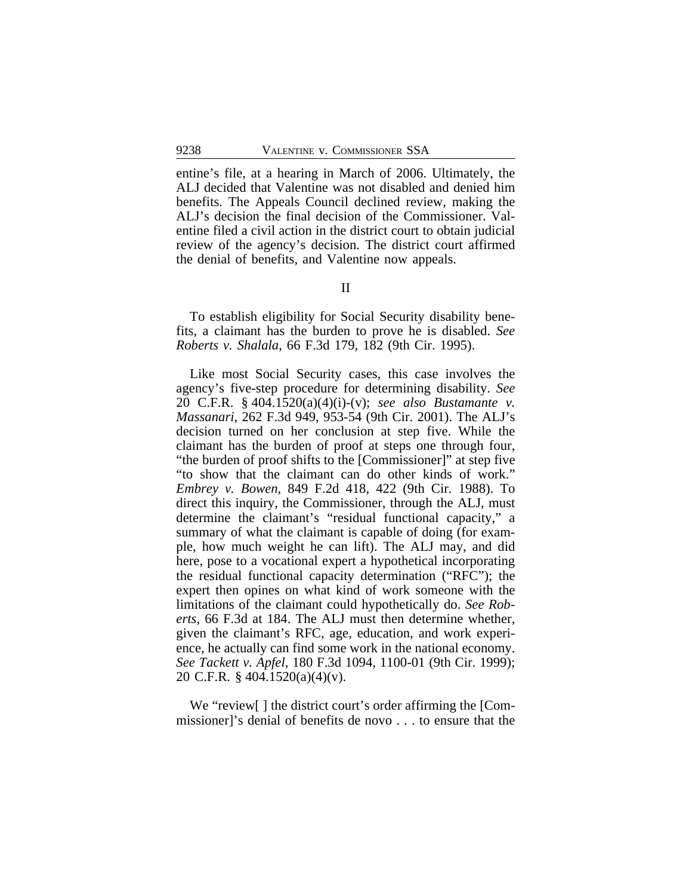entine's file, at a hearing in March of 2006. Ultimately, the ALJ decided that Valentine was not disabled and denied him benefits. The Appeals Council declined review, making the ALJ's decision the final decision of the Commissioner. Valentine filed a civil action in the district court to obtain judicial review of the agency's decision. The district court affirmed the denial of benefits, and Valentine now appeals.

## II

To establish eligibility for Social Security disability benefits, a claimant has the burden to prove he is disabled. *See Roberts v. Shalala*, 66 F.3d 179, 182 (9th Cir. 1995).

Like most Social Security cases, this case involves the agency's five-step procedure for determining disability. *See* 20 C.F.R. § 404.1520(a)(4)(i)-(v); *see also Bustamante v. Massanari*, 262 F.3d 949, 953-54 (9th Cir. 2001). The ALJ's decision turned on her conclusion at step five. While the claimant has the burden of proof at steps one through four, "the burden of proof shifts to the [Commissioner]" at step five "to show that the claimant can do other kinds of work." *Embrey v. Bowen*, 849 F.2d 418, 422 (9th Cir. 1988). To direct this inquiry, the Commissioner, through the ALJ, must determine the claimant's "residual functional capacity," a summary of what the claimant is capable of doing (for example, how much weight he can lift). The ALJ may, and did here, pose to a vocational expert a hypothetical incorporating the residual functional capacity determination ("RFC"); the expert then opines on what kind of work someone with the limitations of the claimant could hypothetically do. *See Roberts*, 66 F.3d at 184. The ALJ must then determine whether, given the claimant's RFC, age, education, and work experience, he actually can find some work in the national economy. *See Tackett v. Apfel*, 180 F.3d 1094, 1100-01 (9th Cir. 1999); 20 C.F.R. § 404.1520(a)(4)(v).

We "review[ ] the district court's order affirming the [Commissioner]'s denial of benefits de novo . . . to ensure that the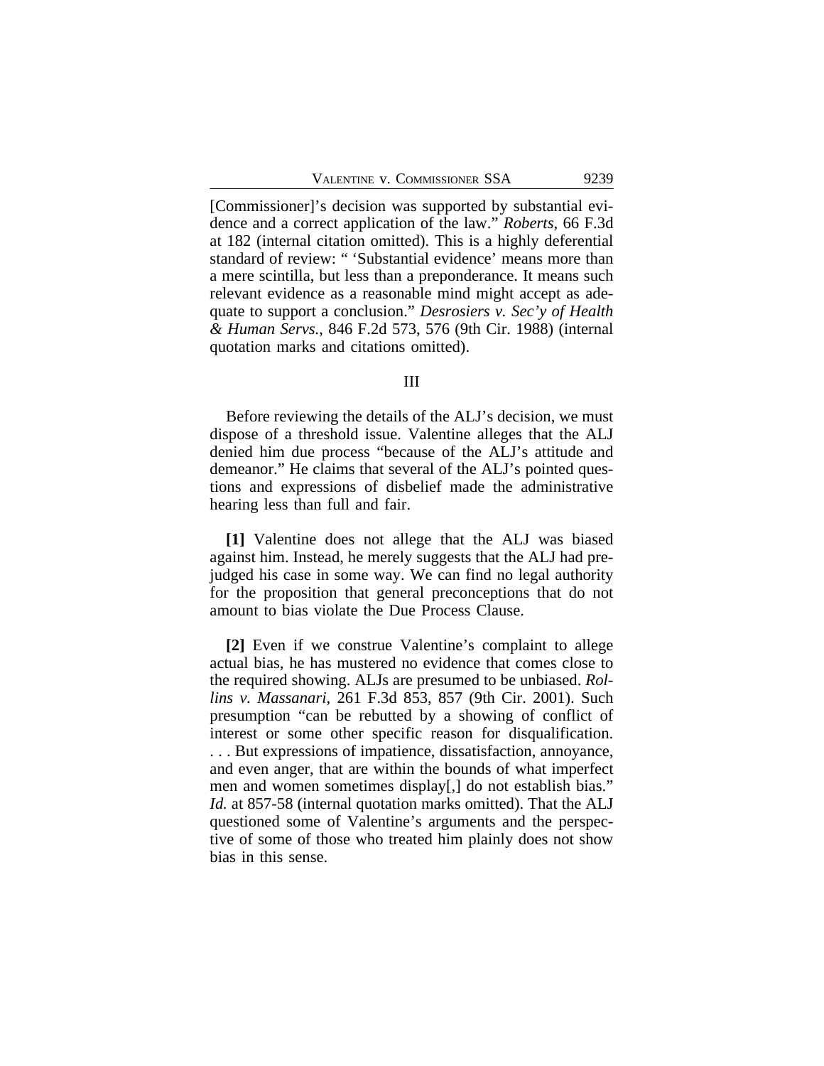[Commissioner]'s decision was supported by substantial evidence and a correct application of the law." *Roberts*, 66 F.3d at 182 (internal citation omitted). This is a highly deferential standard of review: " 'Substantial evidence' means more than a mere scintilla, but less than a preponderance. It means such relevant evidence as a reasonable mind might accept as adequate to support a conclusion." *Desrosiers v. Sec'y of Health & Human Servs.*, 846 F.2d 573, 576 (9th Cir. 1988) (internal quotation marks and citations omitted).

## III

Before reviewing the details of the ALJ's decision, we must dispose of a threshold issue. Valentine alleges that the ALJ denied him due process "because of the ALJ's attitude and demeanor." He claims that several of the ALJ's pointed questions and expressions of disbelief made the administrative hearing less than full and fair.

**[1]** Valentine does not allege that the ALJ was biased against him. Instead, he merely suggests that the ALJ had prejudged his case in some way. We can find no legal authority for the proposition that general preconceptions that do not amount to bias violate the Due Process Clause.

**[2]** Even if we construe Valentine's complaint to allege actual bias, he has mustered no evidence that comes close to the required showing. ALJs are presumed to be unbiased. *Rollins v. Massanari*, 261 F.3d 853, 857 (9th Cir. 2001). Such presumption "can be rebutted by a showing of conflict of interest or some other specific reason for disqualification. . . . But expressions of impatience, dissatisfaction, annoyance, and even anger, that are within the bounds of what imperfect men and women sometimes display[,] do not establish bias." *Id.* at 857-58 (internal quotation marks omitted). That the ALJ questioned some of Valentine's arguments and the perspective of some of those who treated him plainly does not show bias in this sense.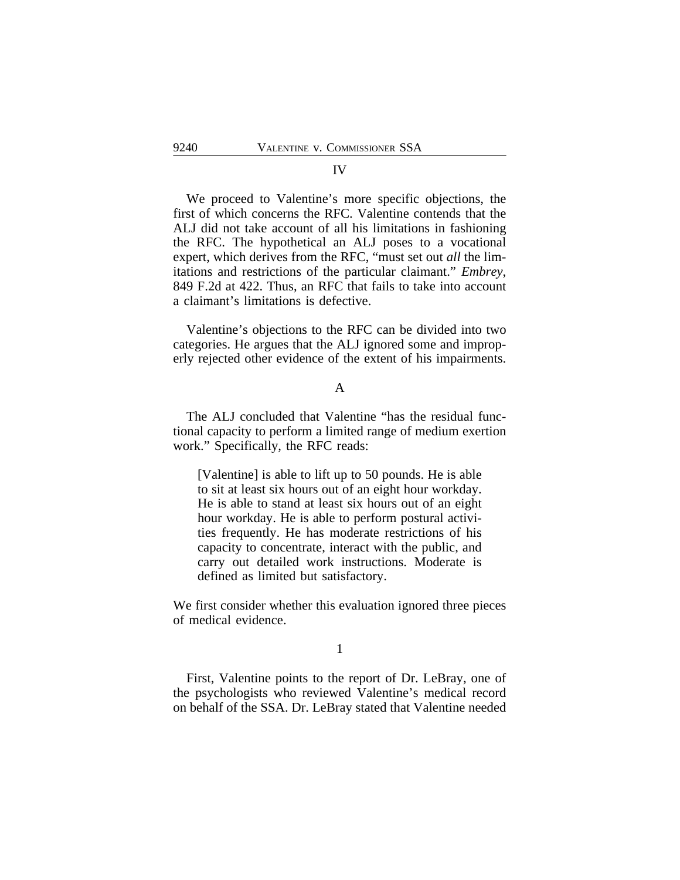## IV

We proceed to Valentine's more specific objections, the first of which concerns the RFC. Valentine contends that the ALJ did not take account of all his limitations in fashioning the RFC. The hypothetical an ALJ poses to a vocational expert, which derives from the RFC, "must set out *all* the limitations and restrictions of the particular claimant." *Embrey*, 849 F.2d at 422. Thus, an RFC that fails to take into account a claimant's limitations is defective.

Valentine's objections to the RFC can be divided into two categories. He argues that the ALJ ignored some and improperly rejected other evidence of the extent of his impairments.

### A

The ALJ concluded that Valentine "has the residual functional capacity to perform a limited range of medium exertion work." Specifically, the RFC reads:

> [Valentine] is able to lift up to 50 pounds. He is able to sit at least six hours out of an eight hour workday. He is able to stand at least six hours out of an eight hour workday. He is able to perform postural activities frequently. He has moderate restrictions of his capacity to concentrate, interact with the public, and carry out detailed work instructions. Moderate is defined as limited but satisfactory.

We first consider whether this evaluation ignored three pieces of medical evidence.

#### 1

First, Valentine points to the report of Dr. LeBray, one of the psychologists who reviewed Valentine's medical record on behalf of the SSA. Dr. LeBray stated that Valentine needed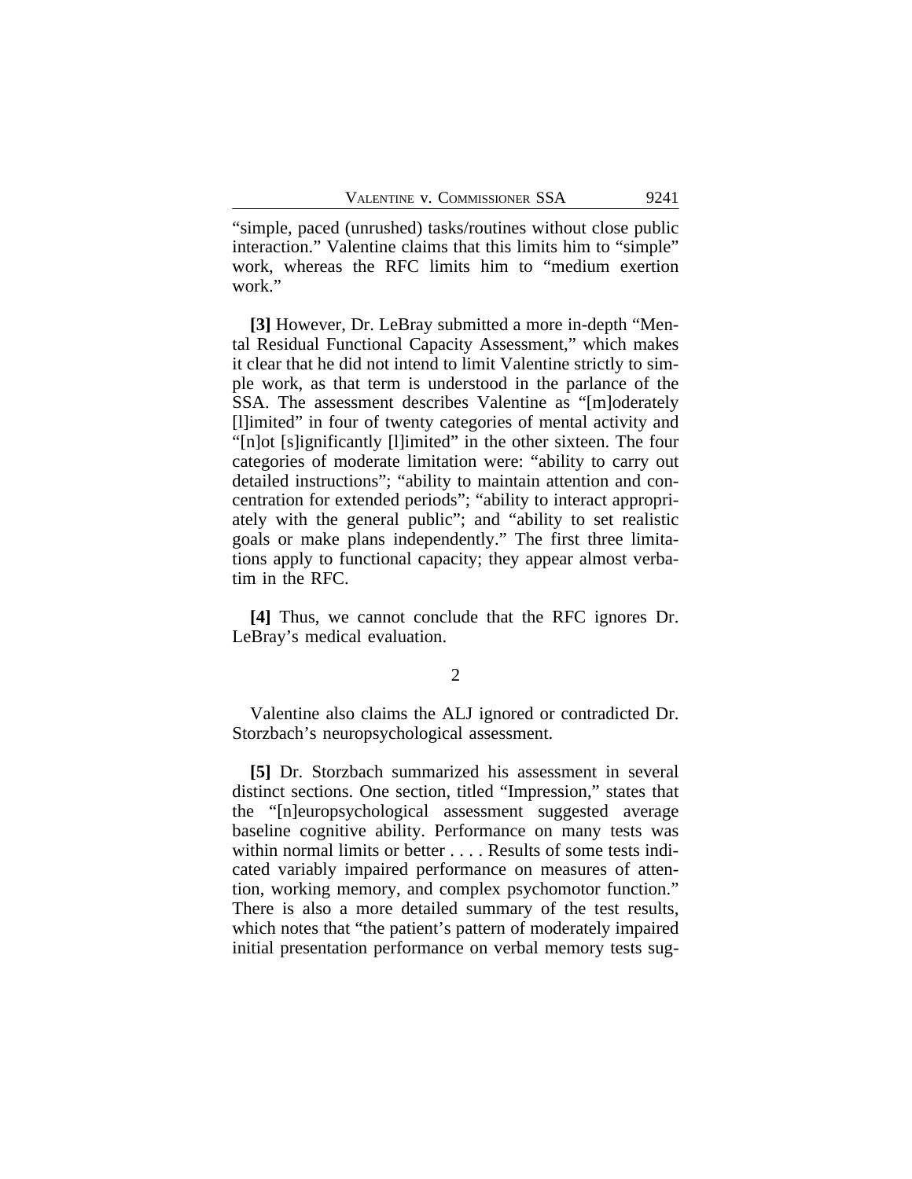"simple, paced (unrushed) tasks/routines without close public interaction." Valentine claims that this limits him to "simple" work, whereas the RFC limits him to "medium exertion work."

**[3]** However, Dr. LeBray submitted a more in-depth "Mental Residual Functional Capacity Assessment," which makes it clear that he did not intend to limit Valentine strictly to simple work, as that term is understood in the parlance of the SSA. The assessment describes Valentine as "[m]oderately [l]imited" in four of twenty categories of mental activity and "[n]ot [s]ignificantly [l]imited" in the other sixteen. The four categories of moderate limitation were: "ability to carry out detailed instructions"; "ability to maintain attention and concentration for extended periods"; "ability to interact appropriately with the general public"; and "ability to set realistic goals or make plans independently." The first three limitations apply to functional capacity; they appear almost verbatim in the RFC.

**[4]** Thus, we cannot conclude that the RFC ignores Dr. LeBray's medical evaluation.

2

Valentine also claims the ALJ ignored or contradicted Dr. Storzbach's neuropsychological assessment.

**[5]** Dr. Storzbach summarized his assessment in several distinct sections. One section, titled "Impression," states that the "[n]europsychological assessment suggested average baseline cognitive ability. Performance on many tests was within normal limits or better . . . . Results of some tests indicated variably impaired performance on measures of attention, working memory, and complex psychomotor function." There is also a more detailed summary of the test results, which notes that "the patient's pattern of moderately impaired initial presentation performance on verbal memory tests sug-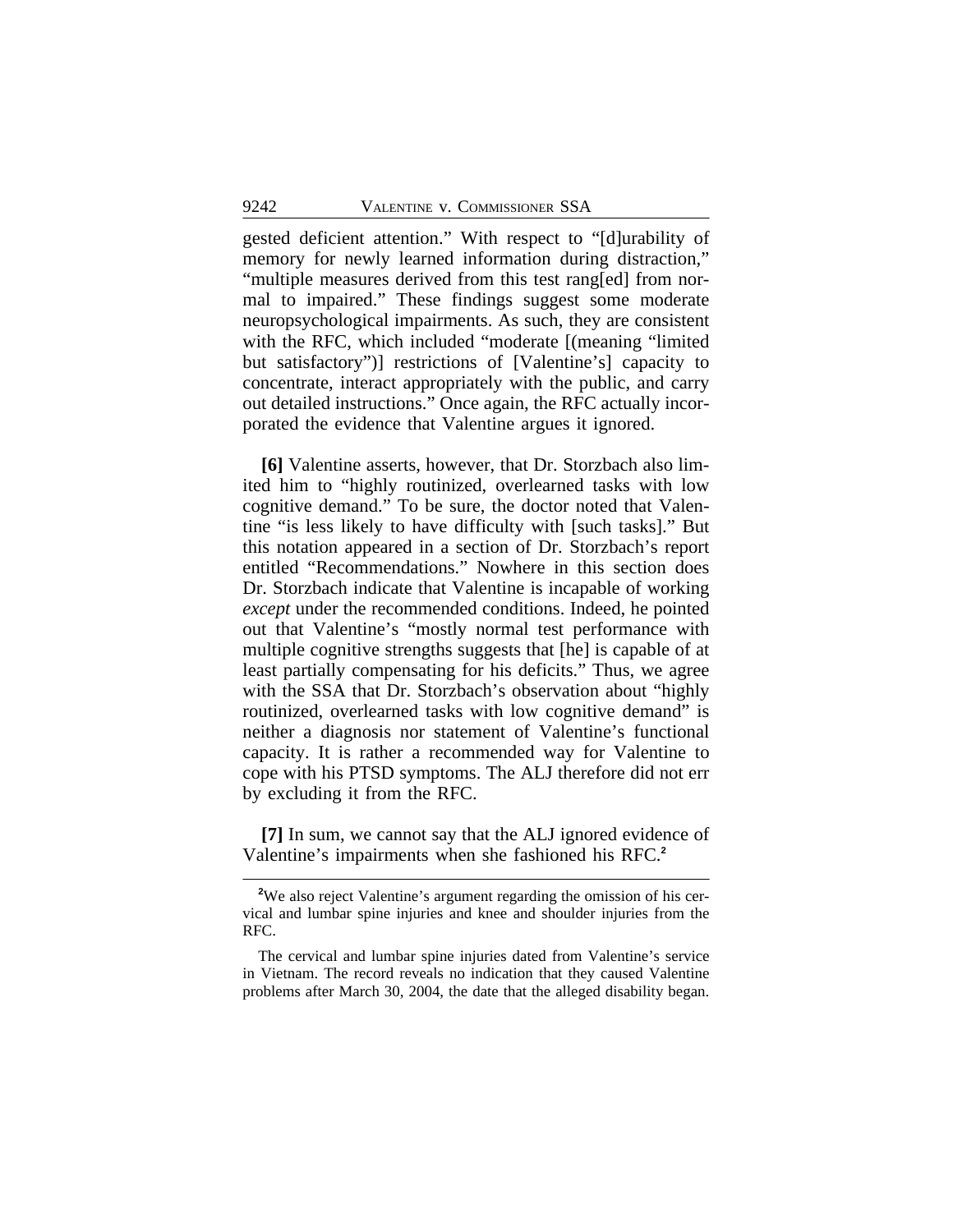gested deficient attention." With respect to "[d]urability of memory for newly learned information during distraction," "multiple measures derived from this test rang[ed] from normal to impaired." These findings suggest some moderate neuropsychological impairments. As such, they are consistent with the RFC, which included "moderate [(meaning "limited but satisfactory")] restrictions of [Valentine's] capacity to concentrate, interact appropriately with the public, and carry out detailed instructions." Once again, the RFC actually incorporated the evidence that Valentine argues it ignored.

**[6]** Valentine asserts, however, that Dr. Storzbach also limited him to "highly routinized, overlearned tasks with low cognitive demand." To be sure, the doctor noted that Valentine "is less likely to have difficulty with [such tasks]." But this notation appeared in a section of Dr. Storzbach's report entitled "Recommendations." Nowhere in this section does Dr. Storzbach indicate that Valentine is incapable of working *except* under the recommended conditions. Indeed, he pointed out that Valentine's "mostly normal test performance with multiple cognitive strengths suggests that [he] is capable of at least partially compensating for his deficits." Thus, we agree with the SSA that Dr. Storzbach's observation about "highly routinized, overlearned tasks with low cognitive demand" is neither a diagnosis nor statement of Valentine's functional capacity. It is rather a recommended way for Valentine to cope with his PTSD symptoms. The ALJ therefore did not err by excluding it from the RFC.

**[7]** In sum, we cannot say that the ALJ ignored evidence of Valentine's impairments when she fashioned his RFC.[2]

---

[2]We also reject Valentine's argument regarding the omission of his cervical and lumbar spine injuries and knee and shoulder injuries from the RFC.

The cervical and lumbar spine injuries dated from Valentine's service in Vietnam. The record reveals no indication that they caused Valentine problems after March 30, 2004, the date that the alleged disability began.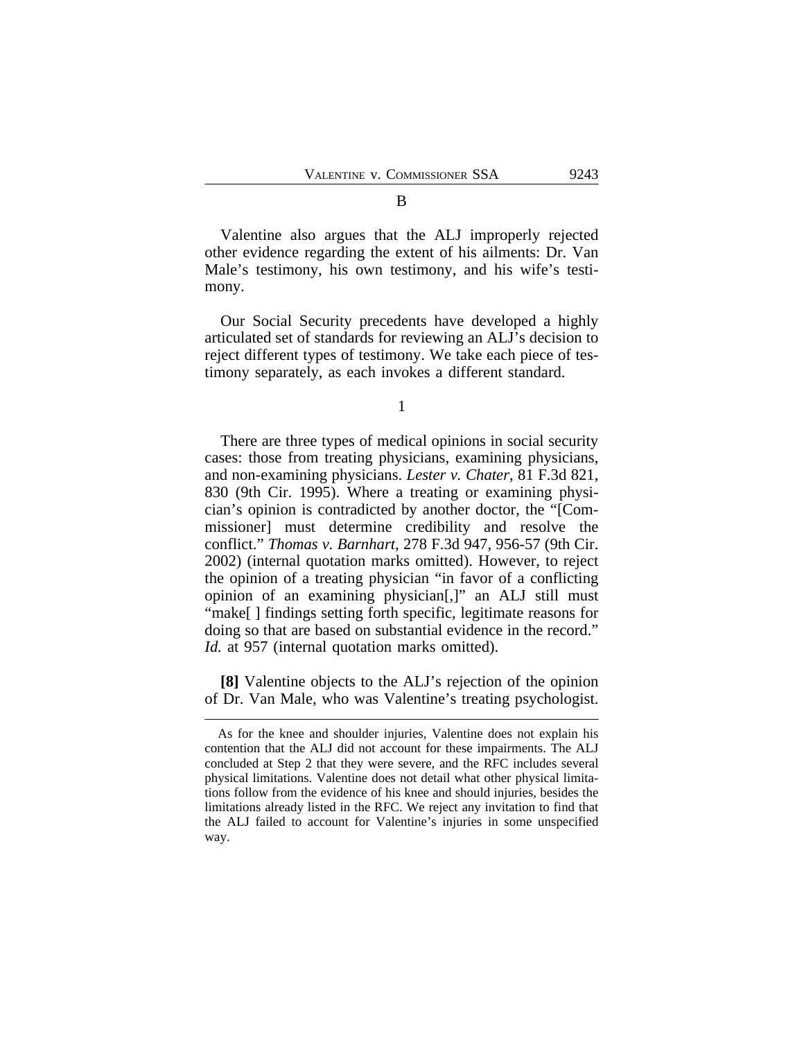### B

Valentine also argues that the ALJ improperly rejected other evidence regarding the extent of his ailments: Dr. Van Male's testimony, his own testimony, and his wife's testimony.

Our Social Security precedents have developed a highly articulated set of standards for reviewing an ALJ's decision to reject different types of testimony. We take each piece of testimony separately, as each invokes a different standard.

#### 1

There are three types of medical opinions in social security cases: those from treating physicians, examining physicians, and non-examining physicians. *Lester v. Chater*, 81 F.3d 821, 830 (9th Cir. 1995). Where a treating or examining physician's opinion is contradicted by another doctor, the "[Commissioner] must determine credibility and resolve the conflict." *Thomas v. Barnhart*, 278 F.3d 947, 956-57 (9th Cir. 2002) (internal quotation marks omitted). However, to reject the opinion of a treating physician "in favor of a conflicting opinion of an examining physician[,]" an ALJ still must "make[ ] findings setting forth specific, legitimate reasons for doing so that are based on substantial evidence in the record." *Id.* at 957 (internal quotation marks omitted).

**[8]** Valentine objects to the ALJ's rejection of the opinion of Dr. Van Male, who was Valentine's treating psychologist.

---

As for the knee and shoulder injuries, Valentine does not explain his contention that the ALJ did not account for these impairments. The ALJ concluded at Step 2 that they were severe, and the RFC includes several physical limitations. Valentine does not detail what other physical limitations follow from the evidence of his knee and should injuries, besides the limitations already listed in the RFC. We reject any invitation to find that the ALJ failed to account for Valentine's injuries in some unspecified way.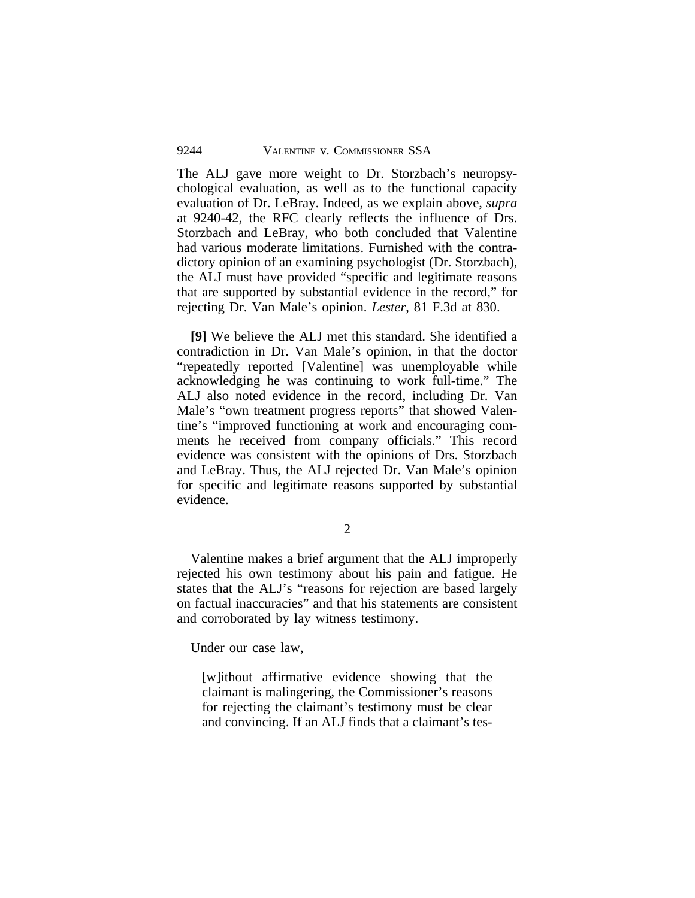The ALJ gave more weight to Dr. Storzbach's neuropsychological evaluation, as well as to the functional capacity evaluation of Dr. LeBray. Indeed, as we explain above, *supra* at 9240-42, the RFC clearly reflects the influence of Drs. Storzbach and LeBray, who both concluded that Valentine had various moderate limitations. Furnished with the contradictory opinion of an examining psychologist (Dr. Storzbach), the ALJ must have provided "specific and legitimate reasons that are supported by substantial evidence in the record," for rejecting Dr. Van Male's opinion. *Lester*, 81 F.3d at 830.

**[9]** We believe the ALJ met this standard. She identified a contradiction in Dr. Van Male's opinion, in that the doctor "repeatedly reported [Valentine] was unemployable while acknowledging he was continuing to work full-time." The ALJ also noted evidence in the record, including Dr. Van Male's "own treatment progress reports" that showed Valentine's "improved functioning at work and encouraging comments he received from company officials." This record evidence was consistent with the opinions of Drs. Storzbach and LeBray. Thus, the ALJ rejected Dr. Van Male's opinion for specific and legitimate reasons supported by substantial evidence.

2

Valentine makes a brief argument that the ALJ improperly rejected his own testimony about his pain and fatigue. He states that the ALJ's "reasons for rejection are based largely on factual inaccuracies" and that his statements are consistent and corroborated by lay witness testimony.

Under our case law,

> [w]ithout affirmative evidence showing that the claimant is malingering, the Commissioner's reasons for rejecting the claimant's testimony must be clear and convincing. If an ALJ finds that a claimant's tes-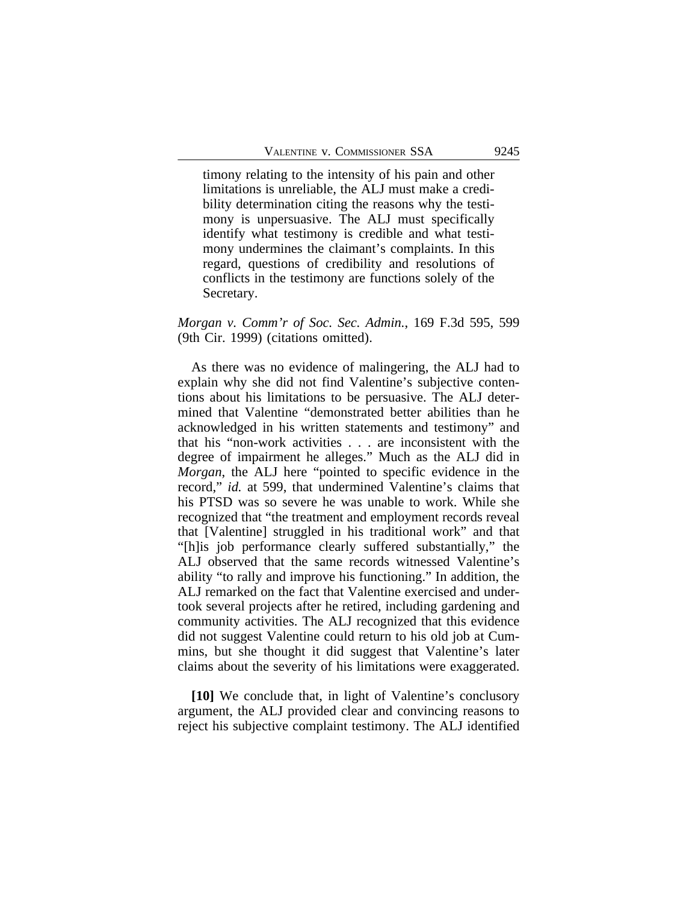> timony relating to the intensity of his pain and other limitations is unreliable, the ALJ must make a credibility determination citing the reasons why the testimony is unpersuasive. The ALJ must specifically identify what testimony is credible and what testimony undermines the claimant's complaints. In this regard, questions of credibility and resolutions of conflicts in the testimony are functions solely of the Secretary.

*Morgan v. Comm'r of Soc. Sec. Admin.*, 169 F.3d 595, 599 (9th Cir. 1999) (citations omitted).

As there was no evidence of malingering, the ALJ had to explain why she did not find Valentine's subjective contentions about his limitations to be persuasive. The ALJ determined that Valentine "demonstrated better abilities than he acknowledged in his written statements and testimony" and that his "non-work activities . . . are inconsistent with the degree of impairment he alleges." Much as the ALJ did in *Morgan*, the ALJ here "pointed to specific evidence in the record," *id.* at 599, that undermined Valentine's claims that his PTSD was so severe he was unable to work. While she recognized that "the treatment and employment records reveal that [Valentine] struggled in his traditional work" and that "[h]is job performance clearly suffered substantially," the ALJ observed that the same records witnessed Valentine's ability "to rally and improve his functioning." In addition, the ALJ remarked on the fact that Valentine exercised and undertook several projects after he retired, including gardening and community activities. The ALJ recognized that this evidence did not suggest Valentine could return to his old job at Cummins, but she thought it did suggest that Valentine's later claims about the severity of his limitations were exaggerated.

**[10]** We conclude that, in light of Valentine's conclusory argument, the ALJ provided clear and convincing reasons to reject his subjective complaint testimony. The ALJ identified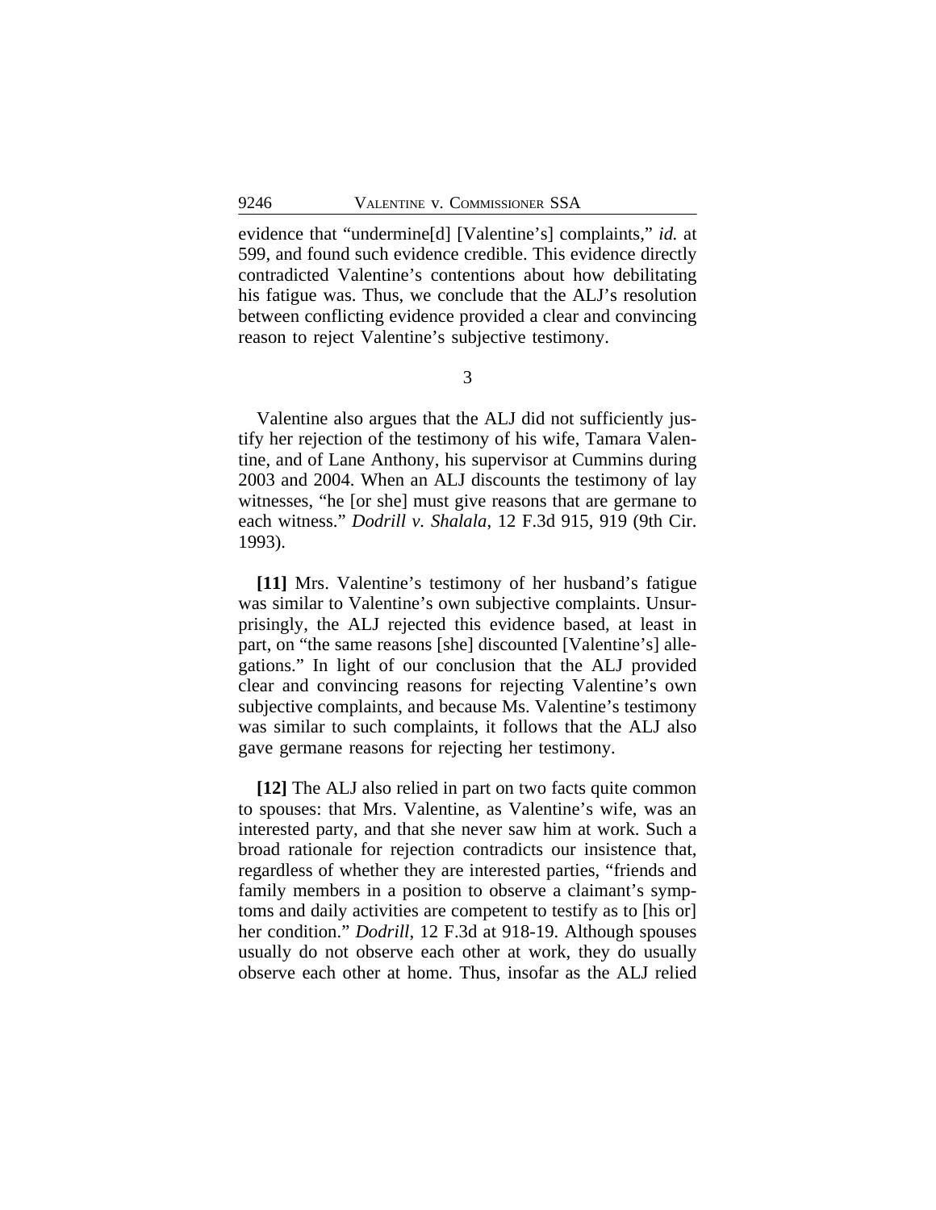evidence that "undermine[d] [Valentine's] complaints," *id.* at 599, and found such evidence credible. This evidence directly contradicted Valentine's contentions about how debilitating his fatigue was. Thus, we conclude that the ALJ's resolution between conflicting evidence provided a clear and convincing reason to reject Valentine's subjective testimony.

3

Valentine also argues that the ALJ did not sufficiently justify her rejection of the testimony of his wife, Tamara Valentine, and of Lane Anthony, his supervisor at Cummins during 2003 and 2004. When an ALJ discounts the testimony of lay witnesses, "he [or she] must give reasons that are germane to each witness." *Dodrill v. Shalala*, 12 F.3d 915, 919 (9th Cir. 1993).

**[11]** Mrs. Valentine's testimony of her husband's fatigue was similar to Valentine's own subjective complaints. Unsurprisingly, the ALJ rejected this evidence based, at least in part, on "the same reasons [she] discounted [Valentine's] allegations." In light of our conclusion that the ALJ provided clear and convincing reasons for rejecting Valentine's own subjective complaints, and because Ms. Valentine's testimony was similar to such complaints, it follows that the ALJ also gave germane reasons for rejecting her testimony.

**[12]** The ALJ also relied in part on two facts quite common to spouses: that Mrs. Valentine, as Valentine's wife, was an interested party, and that she never saw him at work. Such a broad rationale for rejection contradicts our insistence that, regardless of whether they are interested parties, "friends and family members in a position to observe a claimant's symptoms and daily activities are competent to testify as to [his or] her condition." *Dodrill*, 12 F.3d at 918-19. Although spouses usually do not observe each other at work, they do usually observe each other at home. Thus, insofar as the ALJ relied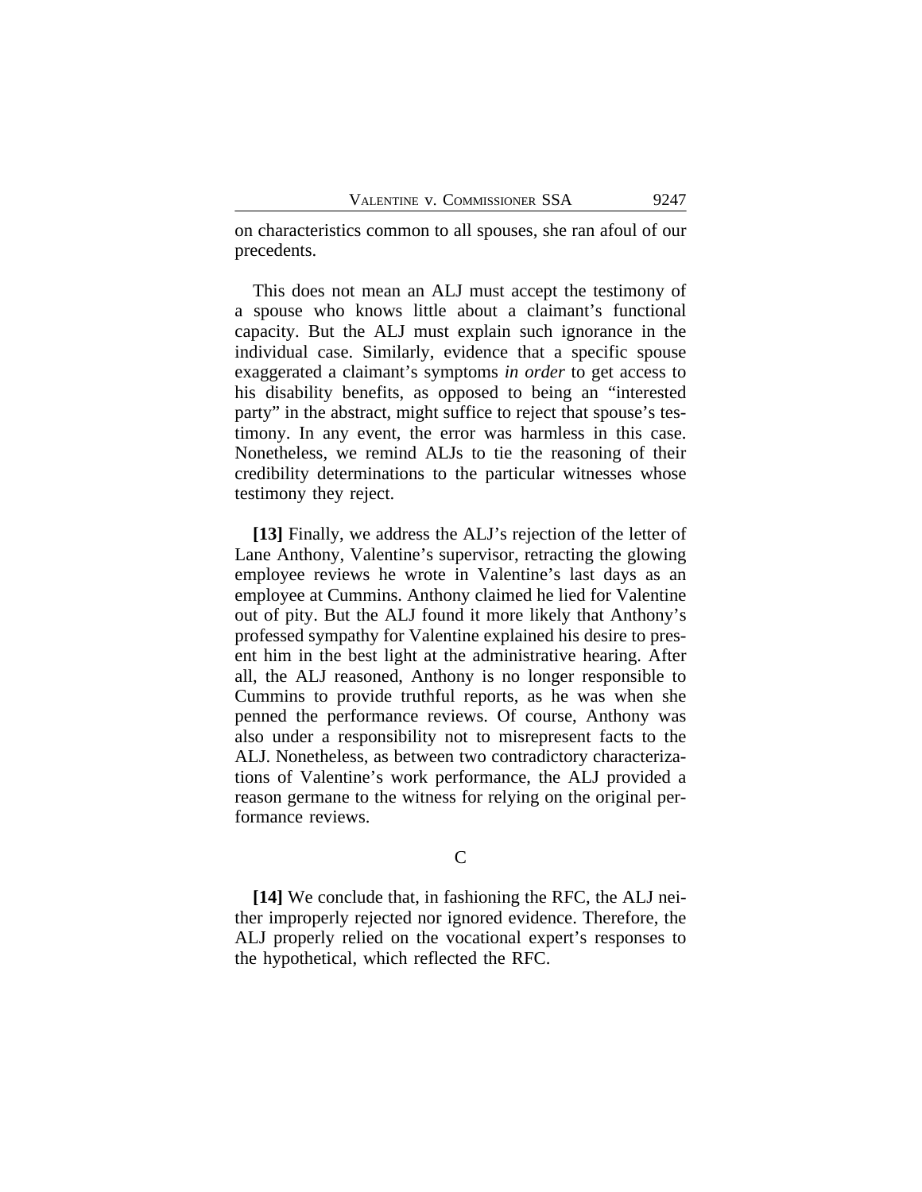on characteristics common to all spouses, she ran afoul of our precedents.

This does not mean an ALJ must accept the testimony of a spouse who knows little about a claimant's functional capacity. But the ALJ must explain such ignorance in the individual case. Similarly, evidence that a specific spouse exaggerated a claimant's symptoms *in order* to get access to his disability benefits, as opposed to being an "interested party" in the abstract, might suffice to reject that spouse's testimony. In any event, the error was harmless in this case. Nonetheless, we remind ALJs to tie the reasoning of their credibility determinations to the particular witnesses whose testimony they reject.

**[13]** Finally, we address the ALJ's rejection of the letter of Lane Anthony, Valentine's supervisor, retracting the glowing employee reviews he wrote in Valentine's last days as an employee at Cummins. Anthony claimed he lied for Valentine out of pity. But the ALJ found it more likely that Anthony's professed sympathy for Valentine explained his desire to present him in the best light at the administrative hearing. After all, the ALJ reasoned, Anthony is no longer responsible to Cummins to provide truthful reports, as he was when she penned the performance reviews. Of course, Anthony was also under a responsibility not to misrepresent facts to the ALJ. Nonetheless, as between two contradictory characterizations of Valentine's work performance, the ALJ provided a reason germane to the witness for relying on the original performance reviews.

C

**[14]** We conclude that, in fashioning the RFC, the ALJ neither improperly rejected nor ignored evidence. Therefore, the ALJ properly relied on the vocational expert's responses to the hypothetical, which reflected the RFC.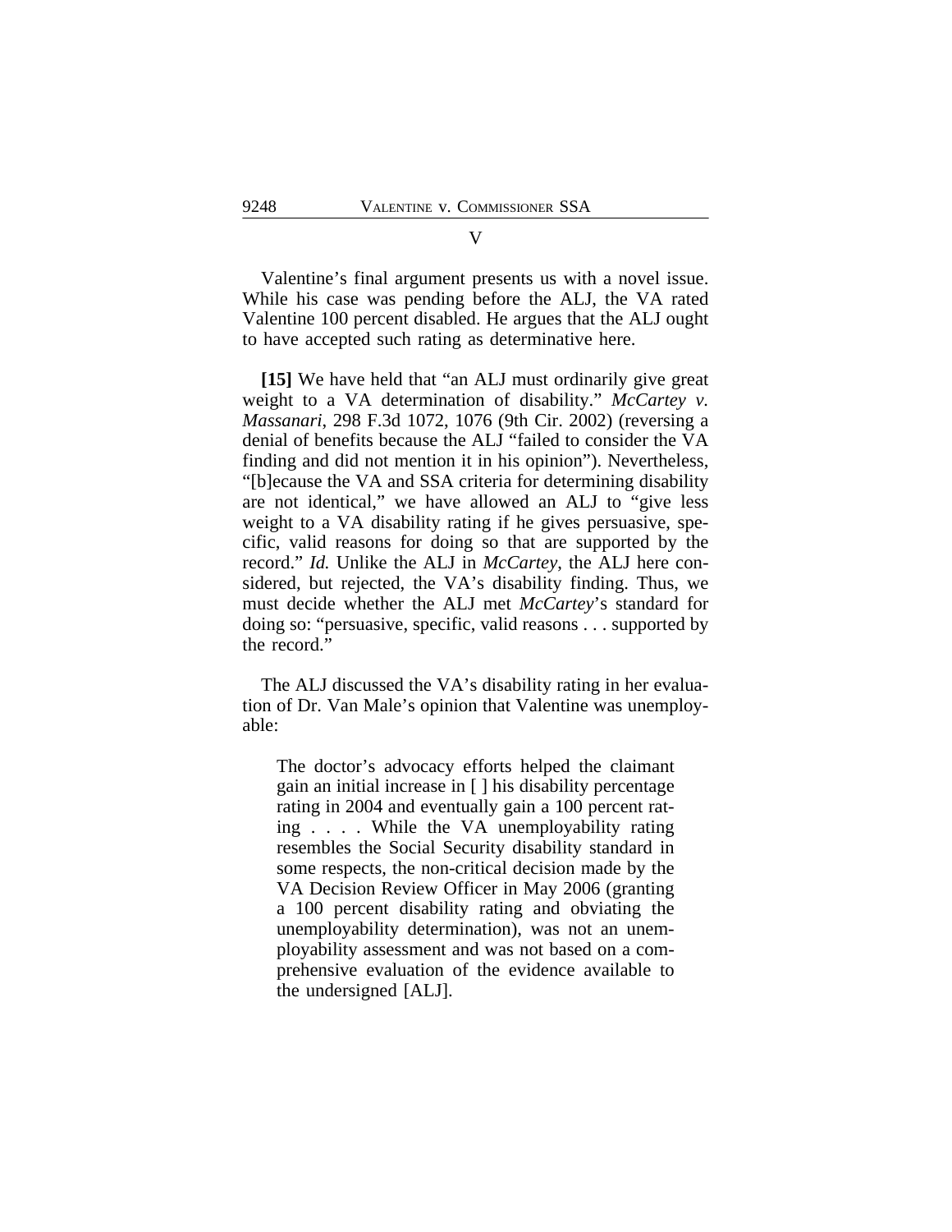## V

Valentine's final argument presents us with a novel issue. While his case was pending before the ALJ, the VA rated Valentine 100 percent disabled. He argues that the ALJ ought to have accepted such rating as determinative here.

**[15]** We have held that "an ALJ must ordinarily give great weight to a VA determination of disability." *McCartey v. Massanari*, 298 F.3d 1072, 1076 (9th Cir. 2002) (reversing a denial of benefits because the ALJ "failed to consider the VA finding and did not mention it in his opinion"). Nevertheless, "[b]ecause the VA and SSA criteria for determining disability are not identical," we have allowed an ALJ to "give less weight to a VA disability rating if he gives persuasive, specific, valid reasons for doing so that are supported by the record." *Id.* Unlike the ALJ in *McCartey*, the ALJ here considered, but rejected, the VA's disability finding. Thus, we must decide whether the ALJ met *McCartey*'s standard for doing so: "persuasive, specific, valid reasons . . . supported by the record."

The ALJ discussed the VA's disability rating in her evaluation of Dr. Van Male's opinion that Valentine was unemployable:

> The doctor's advocacy efforts helped the claimant gain an initial increase in [ ] his disability percentage rating in 2004 and eventually gain a 100 percent rating . . . . While the VA unemployability rating resembles the Social Security disability standard in some respects, the non-critical decision made by the VA Decision Review Officer in May 2006 (granting a 100 percent disability rating and obviating the unemployability determination), was not an unemployability assessment and was not based on a comprehensive evaluation of the evidence available to the undersigned [ALJ].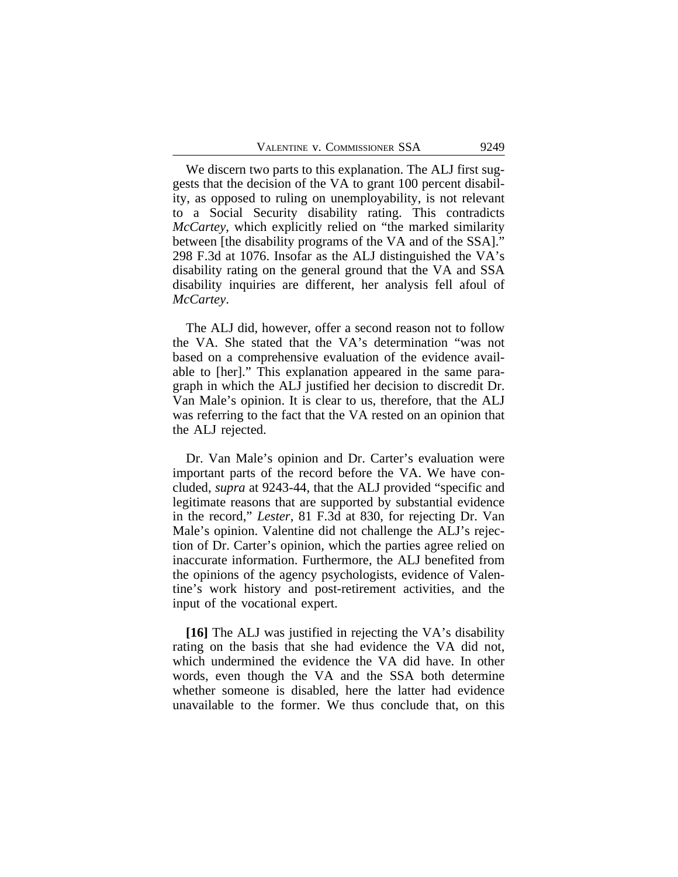We discern two parts to this explanation. The ALJ first suggests that the decision of the VA to grant 100 percent disability, as opposed to ruling on unemployability, is not relevant to a Social Security disability rating. This contradicts *McCartey*, which explicitly relied on "the marked similarity between [the disability programs of the VA and of the SSA]." 298 F.3d at 1076. Insofar as the ALJ distinguished the VA's disability rating on the general ground that the VA and SSA disability inquiries are different, her analysis fell afoul of *McCartey*.

The ALJ did, however, offer a second reason not to follow the VA. She stated that the VA's determination "was not based on a comprehensive evaluation of the evidence available to [her]." This explanation appeared in the same paragraph in which the ALJ justified her decision to discredit Dr. Van Male's opinion. It is clear to us, therefore, that the ALJ was referring to the fact that the VA rested on an opinion that the ALJ rejected.

Dr. Van Male's opinion and Dr. Carter's evaluation were important parts of the record before the VA. We have concluded, *supra* at 9243-44, that the ALJ provided "specific and legitimate reasons that are supported by substantial evidence in the record," *Lester*, 81 F.3d at 830, for rejecting Dr. Van Male's opinion. Valentine did not challenge the ALJ's rejection of Dr. Carter's opinion, which the parties agree relied on inaccurate information. Furthermore, the ALJ benefited from the opinions of the agency psychologists, evidence of Valentine's work history and post-retirement activities, and the input of the vocational expert.

**[16]** The ALJ was justified in rejecting the VA's disability rating on the basis that she had evidence the VA did not, which undermined the evidence the VA did have. In other words, even though the VA and the SSA both determine whether someone is disabled, here the latter had evidence unavailable to the former. We thus conclude that, on this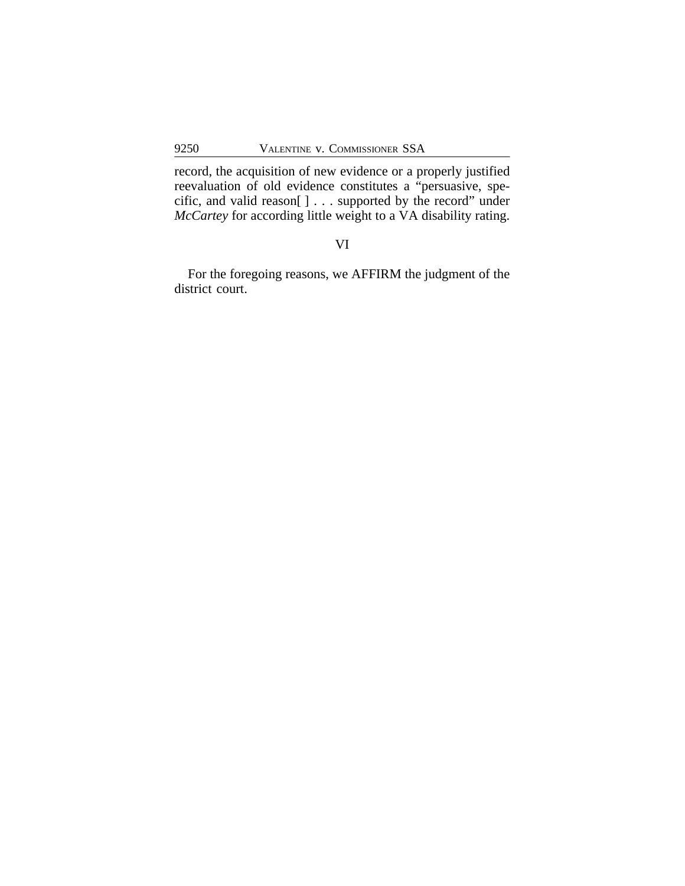record, the acquisition of new evidence or a properly justified reevaluation of old evidence constitutes a "persuasive, specific, and valid reason[ ] . . . supported by the record" under *McCartey* for according little weight to a VA disability rating.

## VI

For the foregoing reasons, we AFFIRM the judgment of the district court.